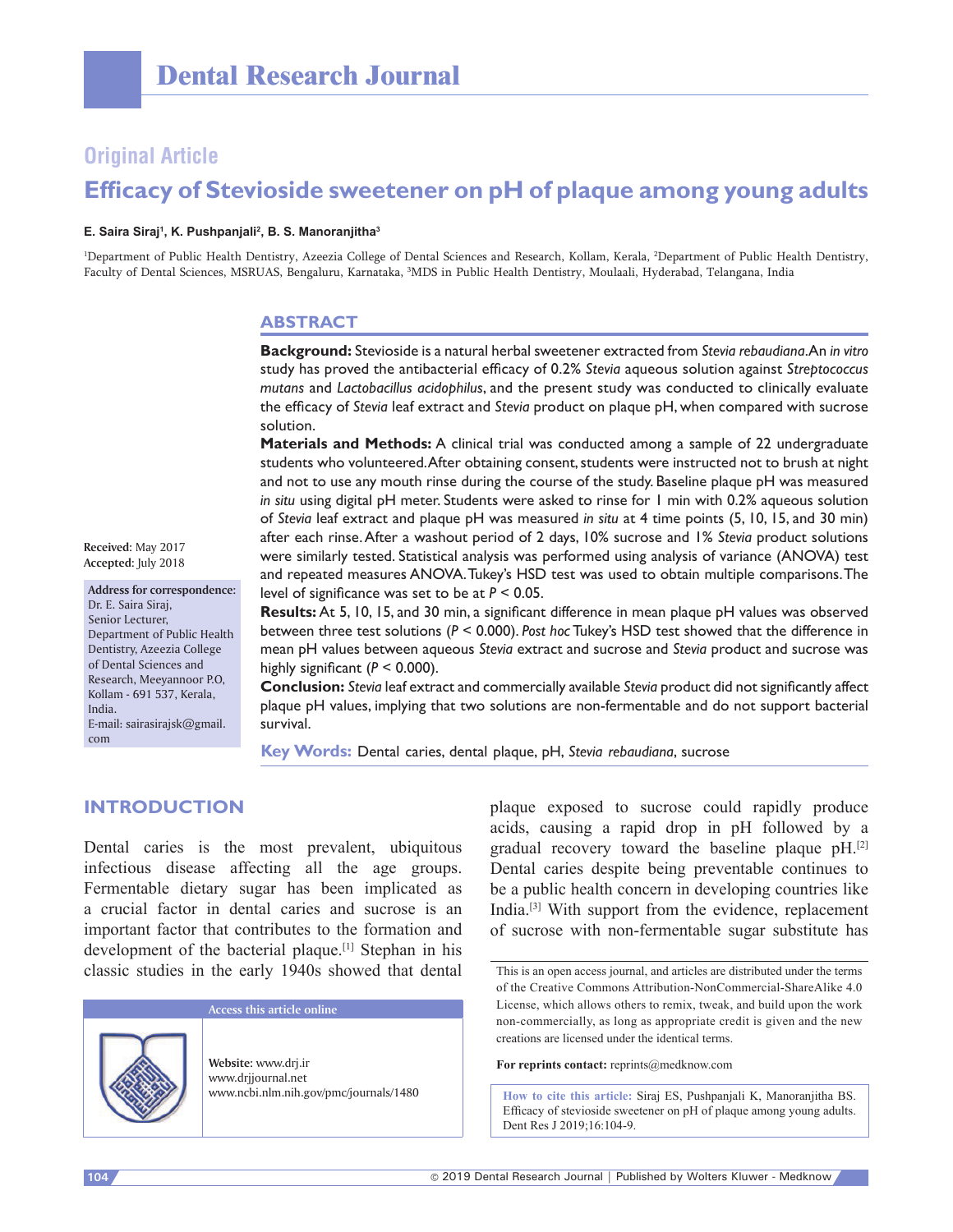# Dental Research Journal

## Original Article

# Efficacy of Stevioside sweetener on pH of plaque among young adults

**E. Saira Siraj[1], K. Pushpanjali[2], B. S. Manoranjitha[3]**

[1]Department of Public Health Dentistry, Azeezia College of Dental Sciences and Research, Kollam, Kerala, [2]Department of Public Health Dentistry, Faculty of Dental Sciences, MSRUAS, Bengaluru, Karnataka, [3]MDS in Public Health Dentistry, Moulaali, Hyderabad, Telangana, India

## ABSTRACT

**Background:** Stevioside is a natural herbal sweetener extracted from *Stevia rebaudiana*. An *in vitro* study has proved the antibacterial efficacy of 0.2% *Stevia* aqueous solution against *Streptococcus mutans* and *Lactobacillus acidophilus*, and the present study was conducted to clinically evaluate the efficacy of *Stevia* leaf extract and *Stevia* product on plaque pH, when compared with sucrose solution.

**Materials and Methods:** A clinical trial was conducted among a sample of 22 undergraduate students who volunteered. After obtaining consent, students were instructed not to brush at night and not to use any mouth rinse during the course of the study. Baseline plaque pH was measured *in situ* using digital pH meter. Students were asked to rinse for 1 min with 0.2% aqueous solution of *Stevia* leaf extract and plaque pH was measured *in situ* at 4 time points (5, 10, 15, and 30 min) after each rinse. After a washout period of 2 days, 10% sucrose and 1% *Stevia* product solutions were similarly tested. Statistical analysis was performed using analysis of variance (ANOVA) test and repeated measures ANOVA. Tukey's HSD test was used to obtain multiple comparisons. The level of significance was set to be at $P < 0.05$.

**Results:** At 5, 10, 15, and 30 min, a significant difference in mean plaque pH values was observed between three test solutions ($P < 0.000$). *Post hoc* Tukey's HSD test showed that the difference in mean pH values between aqueous *Stevia* extract and sucrose and *Stevia* product and sucrose was highly significant ($P < 0.000$).

**Conclusion:** *Stevia* leaf extract and commercially available *Stevia* product did not significantly affect plaque pH values, implying that two solutions are non-fermentable and do not support bacterial survival.

**Key Words:** Dental caries, dental plaque, pH, *Stevia rebaudiana*, sucrose

Received: May 2017
Accepted: July 2018

**Address for correspondence:**
Dr. E. Saira Siraj,
Senior Lecturer,
Department of Public Health Dentistry, Azeezia College of Dental Sciences and Research, Meeyannoor P.O, Kollam - 691 537, Kerala, India.
E-mail: sairasirajsk@gmail.com

## INTRODUCTION

Dental caries is the most prevalent, ubiquitous infectious disease affecting all the age groups. Fermentable dietary sugar has been implicated as a crucial factor in dental caries and sucrose is an important factor that contributes to the formation and development of the bacterial plaque.[1] Stephan in his classic studies in the early 1940s showed that dental plaque exposed to sucrose could rapidly produce acids, causing a rapid drop in pH followed by a gradual recovery toward the baseline plaque pH.[2] Dental caries despite being preventable continues to be a public health concern in developing countries like India.[3] With support from the evidence, replacement of sucrose with non-fermentable sugar substitute has

Access this article online

Website: www.drj.ir
www.drjjournal.net
www.ncbi.nlm.nih.gov/pmc/journals/1480

This is an open access journal, and articles are distributed under the terms of the Creative Commons Attribution-NonCommercial-ShareAlike 4.0 License, which allows others to remix, tweak, and build upon the work non-commercially, as long as appropriate credit is given and the new creations are licensed under the identical terms.

**For reprints contact:** reprints@medknow.com

**How to cite this article:** Siraj ES, Pushpanjali K, Manoranjitha BS. Efficacy of stevioside sweetener on pH of plaque among young adults. Dent Res J 2019;16:104-9.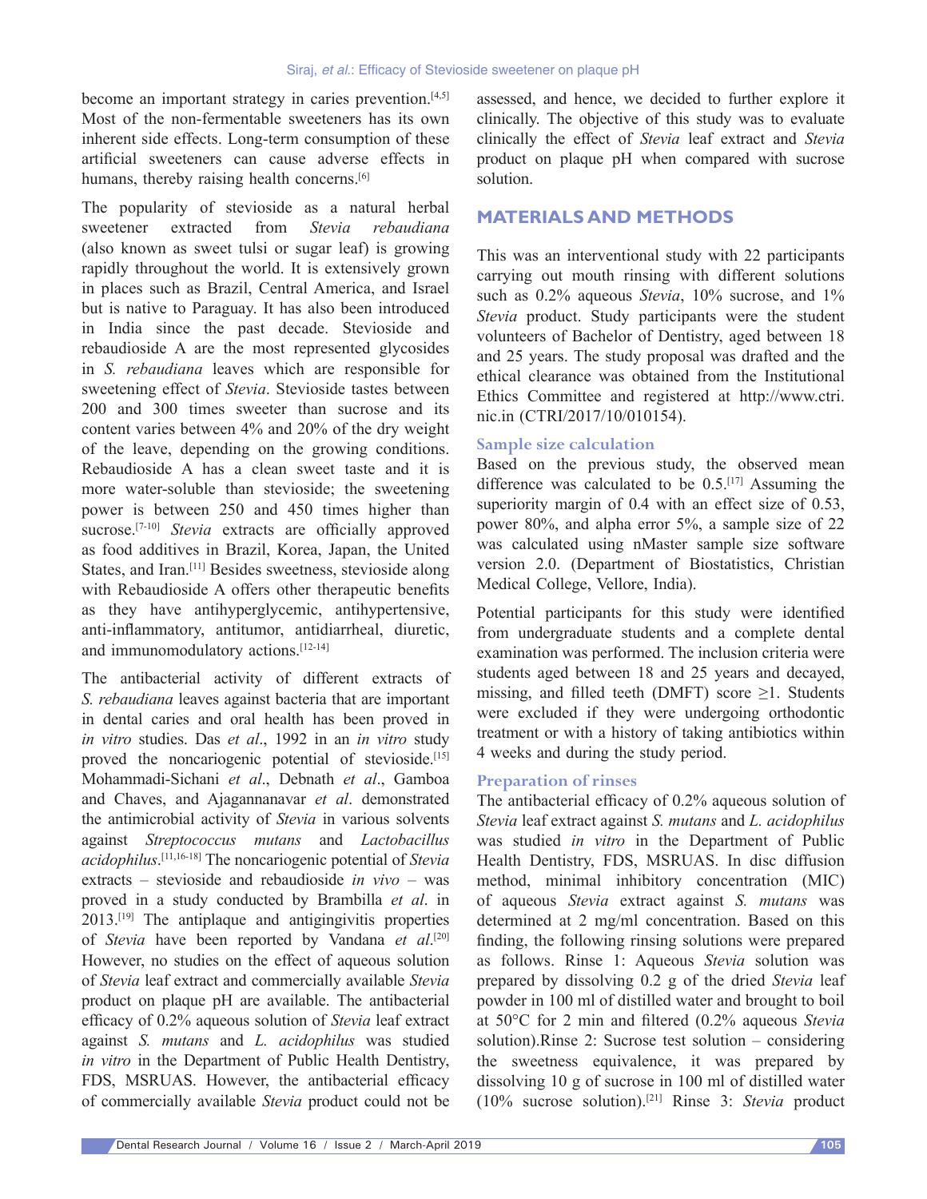become an important strategy in caries prevention.[4,5] Most of the non-fermentable sweeteners has its own inherent side effects. Long-term consumption of these artificial sweeteners can cause adverse effects in humans, thereby raising health concerns.[6]

The popularity of stevioside as a natural herbal sweetener extracted from *Stevia rebaudiana* (also known as sweet tulsi or sugar leaf) is growing rapidly throughout the world. It is extensively grown in places such as Brazil, Central America, and Israel but is native to Paraguay. It has also been introduced in India since the past decade. Stevioside and rebaudioside A are the most represented glycosides in *S. rebaudiana* leaves which are responsible for sweetening effect of *Stevia*. Stevioside tastes between 200 and 300 times sweeter than sucrose and its content varies between 4% and 20% of the dry weight of the leave, depending on the growing conditions. Rebaudioside A has a clean sweet taste and it is more water-soluble than stevioside; the sweetening power is between 250 and 450 times higher than sucrose.[7-10] *Stevia* extracts are officially approved as food additives in Brazil, Korea, Japan, the United States, and Iran.[11] Besides sweetness, stevioside along with Rebaudioside A offers other therapeutic benefits as they have antihyperglycemic, antihypertensive, anti-inflammatory, antitumor, antidiarrheal, diuretic, and immunomodulatory actions.[12-14]

The antibacterial activity of different extracts of *S. rebaudiana* leaves against bacteria that are important in dental caries and oral health has been proved in *in vitro* studies. Das *et al*., 1992 in an *in vitro* study proved the noncariogenic potential of stevioside.[15] Mohammadi-Sichani *et al*., Debnath *et al*., Gamboa and Chaves, and Ajagannanavar *et al*. demonstrated the antimicrobial activity of *Stevia* in various solvents against *Streptococcus mutans* and *Lactobacillus acidophilus*.[11,16-18] The noncariogenic potential of *Stevia* extracts – stevioside and rebaudioside *in vivo* – was proved in a study conducted by Brambilla *et al*. in 2013.[19] The antiplaque and antigingivitis properties of *Stevia* have been reported by Vandana *et al*.[20] However, no studies on the effect of aqueous solution of *Stevia* leaf extract and commercially available *Stevia* product on plaque pH are available. The antibacterial efficacy of 0.2% aqueous solution of *Stevia* leaf extract against *S. mutans* and *L. acidophilus* was studied *in vitro* in the Department of Public Health Dentistry, FDS, MSRUAS. However, the antibacterial efficacy of commercially available *Stevia* product could not be assessed, and hence, we decided to further explore it clinically. The objective of this study was to evaluate clinically the effect of *Stevia* leaf extract and *Stevia* product on plaque pH when compared with sucrose solution.

## MATERIALS AND METHODS

This was an interventional study with 22 participants carrying out mouth rinsing with different solutions such as 0.2% aqueous *Stevia*, 10% sucrose, and 1% *Stevia* product. Study participants were the student volunteers of Bachelor of Dentistry, aged between 18 and 25 years. The study proposal was drafted and the ethical clearance was obtained from the Institutional Ethics Committee and registered at http://www.ctri.nic.in (CTRI/2017/10/010154).

### Sample size calculation

Based on the previous study, the observed mean difference was calculated to be 0.5.[17] Assuming the superiority margin of 0.4 with an effect size of 0.53, power 80%, and alpha error 5%, a sample size of 22 was calculated using nMaster sample size software version 2.0. (Department of Biostatistics, Christian Medical College, Vellore, India).

Potential participants for this study were identified from undergraduate students and a complete dental examination was performed. The inclusion criteria were students aged between 18 and 25 years and decayed, missing, and filled teeth (DMFT) score ≥1. Students were excluded if they were undergoing orthodontic treatment or with a history of taking antibiotics within 4 weeks and during the study period.

### Preparation of rinses

The antibacterial efficacy of 0.2% aqueous solution of *Stevia* leaf extract against *S. mutans* and *L. acidophilus* was studied *in vitro* in the Department of Public Health Dentistry, FDS, MSRUAS. In disc diffusion method, minimal inhibitory concentration (MIC) of aqueous *Stevia* extract against *S. mutans* was determined at 2 mg/ml concentration. Based on this finding, the following rinsing solutions were prepared as follows. Rinse 1: Aqueous *Stevia* solution was prepared by dissolving 0.2 g of the dried *Stevia* leaf powder in 100 ml of distilled water and brought to boil at 50°C for 2 min and filtered (0.2% aqueous *Stevia* solution).Rinse 2: Sucrose test solution – considering the sweetness equivalence, it was prepared by dissolving 10 g of sucrose in 100 ml of distilled water (10% sucrose solution).[21] Rinse 3: *Stevia* product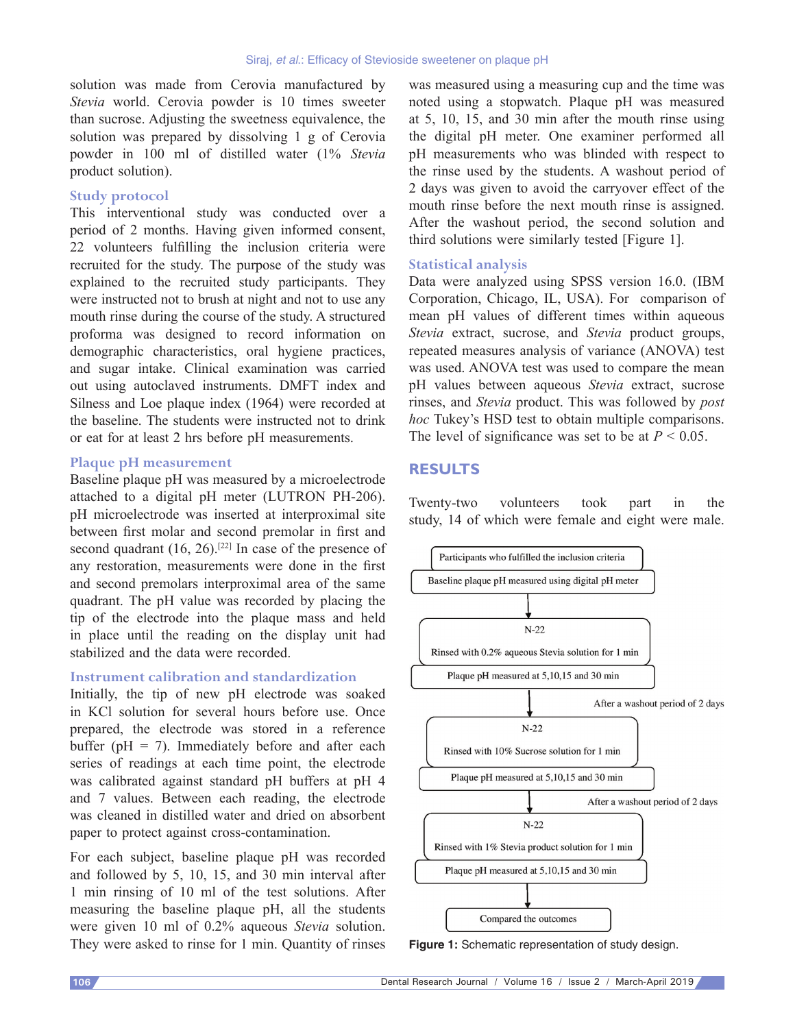solution was made from Cerovia manufactured by *Stevia* world. Cerovia powder is 10 times sweeter than sucrose. Adjusting the sweetness equivalence, the solution was prepared by dissolving 1 g of Cerovia powder in 100 ml of distilled water (1% *Stevia* product solution).

### Study protocol

This interventional study was conducted over a period of 2 months. Having given informed consent, 22 volunteers fulfilling the inclusion criteria were recruited for the study. The purpose of the study was explained to the recruited study participants. They were instructed not to brush at night and not to use any mouth rinse during the course of the study. A structured proforma was designed to record information on demographic characteristics, oral hygiene practices, and sugar intake. Clinical examination was carried out using autoclaved instruments. DMFT index and Silness and Loe plaque index (1964) were recorded at the baseline. The students were instructed not to drink or eat for at least 2 hrs before pH measurements.

### Plaque pH measurement

Baseline plaque pH was measured by a microelectrode attached to a digital pH meter (LUTRON PH-206). pH microelectrode was inserted at interproximal site between first molar and second premolar in first and second quadrant (16, 26).[22] In case of the presence of any restoration, measurements were done in the first and second premolars interproximal area of the same quadrant. The pH value was recorded by placing the tip of the electrode into the plaque mass and held in place until the reading on the display unit had stabilized and the data were recorded.

### Instrument calibration and standardization

Initially, the tip of new pH electrode was soaked in KCl solution for several hours before use. Once prepared, the electrode was stored in a reference buffer (pH = 7). Immediately before and after each series of readings at each time point, the electrode was calibrated against standard pH buffers at pH 4 and 7 values. Between each reading, the electrode was cleaned in distilled water and dried on absorbent paper to protect against cross-contamination.

For each subject, baseline plaque pH was recorded and followed by 5, 10, 15, and 30 min interval after 1 min rinsing of 10 ml of the test solutions. After measuring the baseline plaque pH, all the students were given 10 ml of 0.2% aqueous *Stevia* solution. They were asked to rinse for 1 min. Quantity of rinses was measured using a measuring cup and the time was noted using a stopwatch. Plaque pH was measured at 5, 10, 15, and 30 min after the mouth rinse using the digital pH meter. One examiner performed all pH measurements who was blinded with respect to the rinse used by the students. A washout period of 2 days was given to avoid the carryover effect of the mouth rinse before the next mouth rinse is assigned. After the washout period, the second solution and third solutions were similarly tested [Figure 1].

### Statistical analysis

Data were analyzed using SPSS version 16.0. (IBM Corporation, Chicago, IL, USA). For comparison of mean pH values of different times within aqueous *Stevia* extract, sucrose, and *Stevia* product groups, repeated measures analysis of variance (ANOVA) test was used. ANOVA test was used to compare the mean pH values between aqueous *Stevia* extract, sucrose rinses, and *Stevia* product. This was followed by *post hoc* Tukey's HSD test to obtain multiple comparisons. The level of significance was set to be at $P < 0.05$.

## RESULTS

Twenty-two volunteers took part in the study, 14 of which were female and eight were male.

Participants who fulfilled the inclusion criteria
Baseline plaque pH measured using digital pH meter
↓
N-22
Rinsed with 0.2% aqueous Stevia solution for 1 min
Plaque pH measured at 5,10,15 and 30 min
↓ After a washout period of 2 days
N-22
Rinsed with 10% Sucrose solution for 1 min
Plaque pH measured at 5,10,15 and 30 min
↓ After a washout period of 2 days
N-22
Rinsed with 1% Stevia product solution for 1 min
Plaque pH measured at 5,10,15 and 30 min
↓
Compared the outcomes

**Figure 1:** Schematic representation of study design.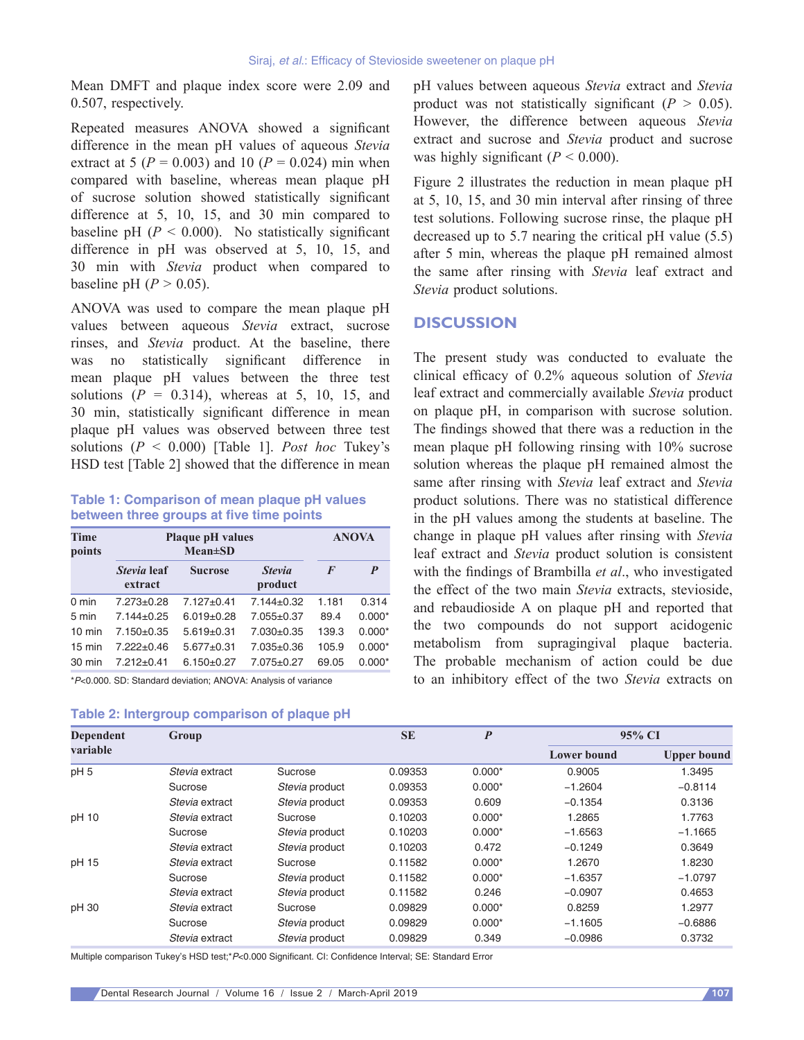Mean DMFT and plaque index score were 2.09 and 0.507, respectively.

Repeated measures ANOVA showed a significant difference in the mean pH values of aqueous *Stevia* extract at 5 ($P = 0.003$) and 10 ($P = 0.024$) min when compared with baseline, whereas mean plaque pH of sucrose solution showed statistically significant difference at 5, 10, 15, and 30 min compared to baseline pH ($P < 0.000$). No statistically significant difference in pH was observed at 5, 10, 15, and 30 min with *Stevia* product when compared to baseline pH ($P > 0.05$).

ANOVA was used to compare the mean plaque pH values between aqueous *Stevia* extract, sucrose rinses, and *Stevia* product. At the baseline, there was no statistically significant difference in mean plaque pH values between the three test solutions ($P = 0.314$), whereas at 5, 10, 15, and 30 min, statistically significant difference in mean plaque pH values was observed between three test solutions ($P < 0.000$) [Table 1]. *Post hoc* Tukey's HSD test [Table 2] showed that the difference in mean pH values between aqueous *Stevia* extract and *Stevia* product was not statistically significant ($P > 0.05$). However, the difference between aqueous *Stevia* extract and sucrose and *Stevia* product and sucrose was highly significant ($P < 0.000$).

**Table 1: Comparison of mean plaque pH values between three groups at five time points**

| Time points | Plaque pH values Mean±SD | | | ANOVA | |
|---|---|---|---|---|---|
| | *Stevia* leaf extract | Sucrose | *Stevia* product | *F* | *P* |
| 0 min | 7.273±0.28 | 7.127±0.41 | 7.144±0.32 | 1.181 | 0.314 |
| 5 min | 7.144±0.25 | 6.019±0.28 | 7.055±0.37 | 89.4 | 0.000* |
| 10 min | 7.150±0.35 | 5.619±0.31 | 7.030±0.35 | 139.3 | 0.000* |
| 15 min | 7.222±0.46 | 5.677±0.31 | 7.035±0.36 | 105.9 | 0.000* |
| 30 min | 7.212±0.41 | 6.150±0.27 | 7.075±0.27 | 69.05 | 0.000* |

*$P<0.000$. SD: Standard deviation; ANOVA: Analysis of variance

Figure 2 illustrates the reduction in mean plaque pH at 5, 10, 15, and 30 min interval after rinsing of three test solutions. Following sucrose rinse, the plaque pH decreased up to 5.7 nearing the critical pH value (5.5) after 5 min, whereas the plaque pH remained almost the same after rinsing with *Stevia* leaf extract and *Stevia* product solutions.

## DISCUSSION

The present study was conducted to evaluate the clinical efficacy of 0.2% aqueous solution of *Stevia* leaf extract and commercially available *Stevia* product on plaque pH, in comparison with sucrose solution. The findings showed that there was a reduction in the mean plaque pH following rinsing with 10% sucrose solution whereas the plaque pH remained almost the same after rinsing with *Stevia* leaf extract and *Stevia* product solutions. There was no statistical difference in the pH values among the students at baseline. The change in plaque pH values after rinsing with *Stevia* leaf extract and *Stevia* product solution is consistent with the findings of Brambilla *et al*., who investigated the effect of the two main *Stevia* extracts, stevioside, and rebaudioside A on plaque pH and reported that the two compounds do not support acidogenic metabolism from supragingival plaque bacteria. The probable mechanism of action could be due to an inhibitory effect of the two *Stevia* extracts on

**Table 2: Intergroup comparison of plaque pH**

| Dependent variable | Group | | SE | *P* | 95% CI | |
|---|---|---|---|---|---|---|
| | | | | | Lower bound | Upper bound |
| pH 5 | *Stevia* extract | Sucrose | 0.09353 | 0.000* | 0.9005 | 1.3495 |
| | Sucrose | *Stevia* product | 0.09353 | 0.000* | −1.2604 | −0.8114 |
| | *Stevia* extract | *Stevia* product | 0.09353 | 0.609 | −0.1354 | 0.3136 |
| pH 10 | *Stevia* extract | Sucrose | 0.10203 | 0.000* | 1.2865 | 1.7763 |
| | Sucrose | *Stevia* product | 0.10203 | 0.000* | −1.6563 | −1.1665 |
| | *Stevia* extract | *Stevia* product | 0.10203 | 0.472 | −0.1249 | 0.3649 |
| pH 15 | *Stevia* extract | Sucrose | 0.11582 | 0.000* | 1.2670 | 1.8230 |
| | Sucrose | *Stevia* product | 0.11582 | 0.000* | −1.6357 | −1.0797 |
| | *Stevia* extract | *Stevia* product | 0.11582 | 0.246 | −0.0907 | 0.4653 |
| pH 30 | *Stevia* extract | Sucrose | 0.09829 | 0.000* | 0.8259 | 1.2977 |
| | Sucrose | *Stevia* product | 0.09829 | 0.000* | −1.1605 | −0.6886 |
| | *Stevia* extract | *Stevia* product | 0.09829 | 0.349 | −0.0986 | 0.3732 |

Multiple comparison Tukey's HSD test;*$P<0.000$ Significant. CI: Confidence Interval; SE: Standard Error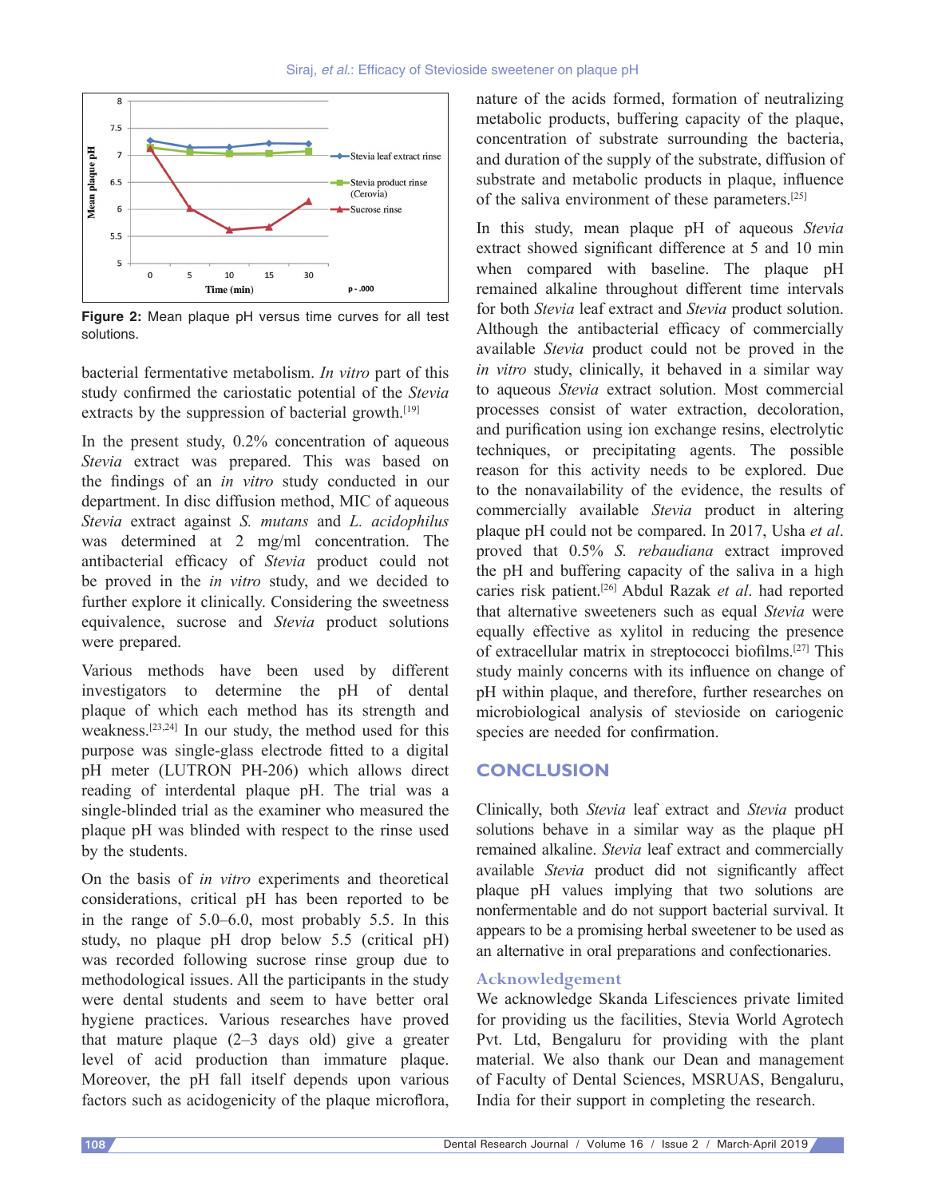Figure 2: Mean plaque pH versus time curves for all test solutions.

bacterial fermentative metabolism. *In vitro* part of this study confirmed the cariostatic potential of the *Stevia* extracts by the suppression of bacterial growth.[19]

In the present study, 0.2% concentration of aqueous *Stevia* extract was prepared. This was based on the findings of an *in vitro* study conducted in our department. In disc diffusion method, MIC of aqueous *Stevia* extract against *S. mutans* and *L. acidophilus* was determined at 2 mg/ml concentration. The antibacterial efficacy of *Stevia* product could not be proved in the *in vitro* study, and we decided to further explore it clinically. Considering the sweetness equivalence, sucrose and *Stevia* product solutions were prepared.

Various methods have been used by different investigators to determine the pH of dental plaque of which each method has its strength and weakness.[23,24] In our study, the method used for this purpose was single-glass electrode fitted to a digital pH meter (LUTRON PH-206) which allows direct reading of interdental plaque pH. The trial was a single-blinded trial as the examiner who measured the plaque pH was blinded with respect to the rinse used by the students.

On the basis of *in vitro* experiments and theoretical considerations, critical pH has been reported to be in the range of 5.0–6.0, most probably 5.5. In this study, no plaque pH drop below 5.5 (critical pH) was recorded following sucrose rinse group due to methodological issues. All the participants in the study were dental students and seem to have better oral hygiene practices. Various researches have proved that mature plaque (2–3 days old) give a greater level of acid production than immature plaque. Moreover, the pH fall itself depends upon various factors such as acidogenicity of the plaque microflora, nature of the acids formed, formation of neutralizing metabolic products, buffering capacity of the plaque, concentration of substrate surrounding the bacteria, and duration of the supply of the substrate, diffusion of substrate and metabolic products in plaque, influence of the saliva environment of these parameters.[25]

In this study, mean plaque pH of aqueous *Stevia* extract showed significant difference at 5 and 10 min when compared with baseline. The plaque pH remained alkaline throughout different time intervals for both *Stevia* leaf extract and *Stevia* product solution. Although the antibacterial efficacy of commercially available *Stevia* product could not be proved in the *in vitro* study, clinically, it behaved in a similar way to aqueous *Stevia* extract solution. Most commercial processes consist of water extraction, decoloration, and purification using ion exchange resins, electrolytic techniques, or precipitating agents. The possible reason for this activity needs to be explored. Due to the nonavailability of the evidence, the results of commercially available *Stevia* product in altering plaque pH could not be compared. In 2017, Usha *et al*. proved that 0.5% *S. rebaudiana* extract improved the pH and buffering capacity of the saliva in a high caries risk patient.[26] Abdul Razak *et al*. had reported that alternative sweeteners such as equal *Stevia* were equally effective as xylitol in reducing the presence of extracellular matrix in streptococci biofilms.[27] This study mainly concerns with its influence on change of pH within plaque, and therefore, further researches on microbiological analysis of stevioside on cariogenic species are needed for confirmation.

## CONCLUSION

Clinically, both *Stevia* leaf extract and *Stevia* product solutions behave in a similar way as the plaque pH remained alkaline. *Stevia* leaf extract and commercially available *Stevia* product did not significantly affect plaque pH values implying that two solutions are nonfermentable and do not support bacterial survival. It appears to be a promising herbal sweetener to be used as an alternative in oral preparations and confectionaries.

### Acknowledgement

We acknowledge Skanda Lifesciences private limited for providing us the facilities, Stevia World Agrotech Pvt. Ltd, Bengaluru for providing with the plant material. We also thank our Dean and management of Faculty of Dental Sciences, MSRUAS, Bengaluru, India for their support in completing the research.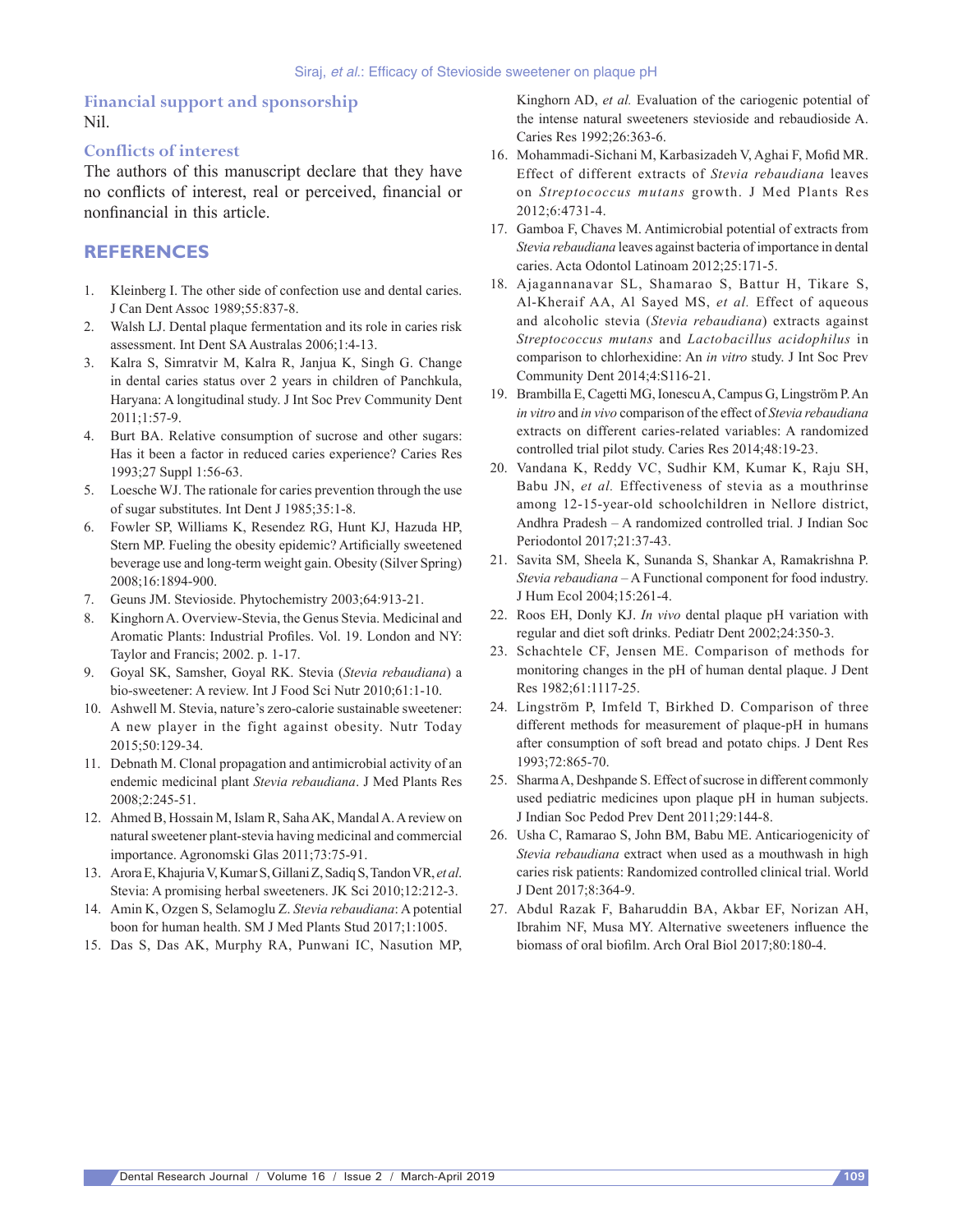## Financial support and sponsorship

Nil.

## Conflicts of interest

The authors of this manuscript declare that they have no conflicts of interest, real or perceived, financial or nonfinancial in this article.

# REFERENCES

1. Kleinberg I. The other side of confection use and dental caries. J Can Dent Assoc 1989;55:837-8.
2. Walsh LJ. Dental plaque fermentation and its role in caries risk assessment. Int Dent SA Australas 2006;1:4-13.
3. Kalra S, Simratvir M, Kalra R, Janjua K, Singh G. Change in dental caries status over 2 years in children of Panchkula, Haryana: A longitudinal study. J Int Soc Prev Community Dent 2011;1:57-9.
4. Burt BA. Relative consumption of sucrose and other sugars: Has it been a factor in reduced caries experience? Caries Res 1993;27 Suppl 1:56-63.
5. Loesche WJ. The rationale for caries prevention through the use of sugar substitutes. Int Dent J 1985;35:1-8.
6. Fowler SP, Williams K, Resendez RG, Hunt KJ, Hazuda HP, Stern MP. Fueling the obesity epidemic? Artificially sweetened beverage use and long-term weight gain. Obesity (Silver Spring) 2008;16:1894-900.
7. Geuns JM. Stevioside. Phytochemistry 2003;64:913-21.
8. Kinghorn A. Overview-Stevia, the Genus Stevia. Medicinal and Aromatic Plants: Industrial Profiles. Vol. 19. London and NY: Taylor and Francis; 2002. p. 1-17.
9. Goyal SK, Samsher, Goyal RK. Stevia (*Stevia rebaudiana*) a bio-sweetener: A review. Int J Food Sci Nutr 2010;61:1-10.
10. Ashwell M. Stevia, nature's zero-calorie sustainable sweetener: A new player in the fight against obesity. Nutr Today 2015;50:129-34.
11. Debnath M. Clonal propagation and antimicrobial activity of an endemic medicinal plant *Stevia rebaudiana*. J Med Plants Res 2008;2:245-51.
12. Ahmed B, Hossain M, Islam R, Saha AK, Mandal A. A review on natural sweetener plant-stevia having medicinal and commercial importance. Agronomski Glas 2011;73:75-91.
13. Arora E, Khajuria V, Kumar S, Gillani Z, Sadiq S, Tandon VR, *et al*. Stevia: A promising herbal sweeteners. JK Sci 2010;12:212-3.
14. Amin K, Ozgen S, Selamoglu Z. *Stevia rebaudiana*: A potential boon for human health. SM J Med Plants Stud 2017;1:1005.
15. Das S, Das AK, Murphy RA, Punwani IC, Nasution MP, Kinghorn AD, *et al.* Evaluation of the cariogenic potential of the intense natural sweeteners stevioside and rebaudioside A. Caries Res 1992;26:363-6.
16. Mohammadi-Sichani M, Karbasizadeh V, Aghai F, Mofid MR. Effect of different extracts of *Stevia rebaudiana* leaves on *Streptococcus mutans* growth. J Med Plants Res 2012;6:4731-4.
17. Gamboa F, Chaves M. Antimicrobial potential of extracts from *Stevia rebaudiana* leaves against bacteria of importance in dental caries. Acta Odontol Latinoam 2012;25:171-5.
18. Ajagannanavar SL, Shamarao S, Battur H, Tikare S, Al-Kheraif AA, Al Sayed MS, *et al.* Effect of aqueous and alcoholic stevia (*Stevia rebaudiana*) extracts against *Streptococcus mutans* and *Lactobacillus acidophilus* in comparison to chlorhexidine: An *in vitro* study. J Int Soc Prev Community Dent 2014;4:S116-21.
19. Brambilla E, Cagetti MG, Ionescu A, Campus G, Lingström P. An *in vitro* and *in vivo* comparison of the effect of *Stevia rebaudiana* extracts on different caries-related variables: A randomized controlled trial pilot study. Caries Res 2014;48:19-23.
20. Vandana K, Reddy VC, Sudhir KM, Kumar K, Raju SH, Babu JN, *et al.* Effectiveness of stevia as a mouthrinse among 12-15-year-old schoolchildren in Nellore district, Andhra Pradesh – A randomized controlled trial. J Indian Soc Periodontol 2017;21:37-43.
21. Savita SM, Sheela K, Sunanda S, Shankar A, Ramakrishna P. *Stevia rebaudiana* – A Functional component for food industry. J Hum Ecol 2004;15:261-4.
22. Roos EH, Donly KJ. *In vivo* dental plaque pH variation with regular and diet soft drinks. Pediatr Dent 2002;24:350-3.
23. Schachtele CF, Jensen ME. Comparison of methods for monitoring changes in the pH of human dental plaque. J Dent Res 1982;61:1117-25.
24. Lingström P, Imfeld T, Birkhed D. Comparison of three different methods for measurement of plaque-pH in humans after consumption of soft bread and potato chips. J Dent Res 1993;72:865-70.
25. Sharma A, Deshpande S. Effect of sucrose in different commonly used pediatric medicines upon plaque pH in human subjects. J Indian Soc Pedod Prev Dent 2011;29:144-8.
26. Usha C, Ramarao S, John BM, Babu ME. Anticariogenicity of *Stevia rebaudiana* extract when used as a mouthwash in high caries risk patients: Randomized controlled clinical trial. World J Dent 2017;8:364-9.
27. Abdul Razak F, Baharuddin BA, Akbar EF, Norizan AH, Ibrahim NF, Musa MY. Alternative sweeteners influence the biomass of oral biofilm. Arch Oral Biol 2017;80:180-4.